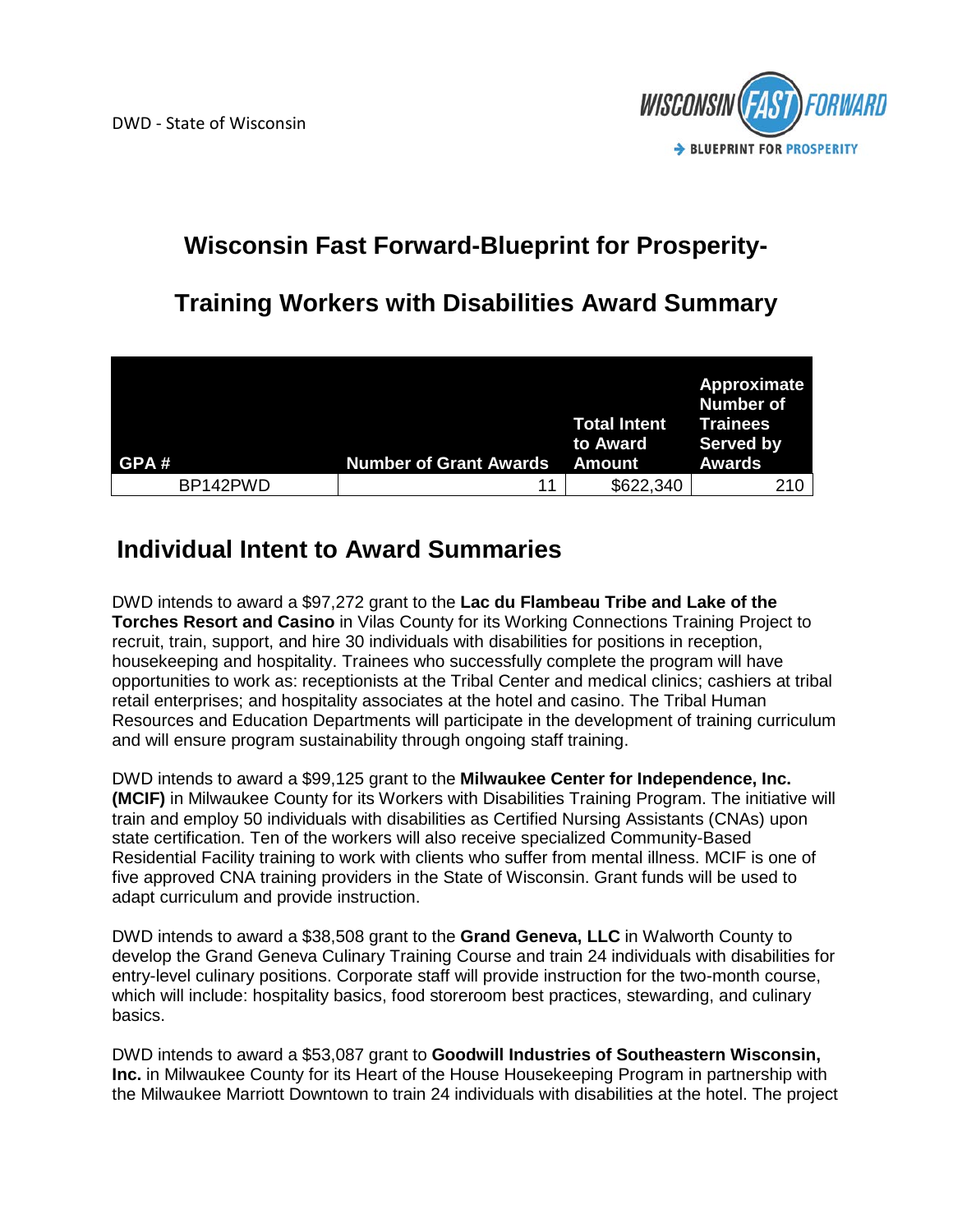DWD - State of Wisconsin

# Wisconsin Fast Forward-Blueprint for Prosperity-

# Training Workers with Disabilities Award Summary

| GPA # | Number of Grant Awards | Total Intent to Award Amount | Approximate Number of Trainees Served by Awards |
|---|---|---|---|
| BP142PWD | 11 | $622,340 | 210 |

## Individual Intent to Award Summaries

DWD intends to award a $97,272 grant to the **Lac du Flambeau Tribe and Lake of the Torches Resort and Casino** in Vilas County for its Working Connections Training Project to recruit, train, support, and hire 30 individuals with disabilities for positions in reception, housekeeping and hospitality. Trainees who successfully complete the program will have opportunities to work as: receptionists at the Tribal Center and medical clinics; cashiers at tribal retail enterprises; and hospitality associates at the hotel and casino. The Tribal Human Resources and Education Departments will participate in the development of training curriculum and will ensure program sustainability through ongoing staff training.

DWD intends to award a $99,125 grant to the **Milwaukee Center for Independence, Inc. (MCIF)** in Milwaukee County for its Workers with Disabilities Training Program. The initiative will train and employ 50 individuals with disabilities as Certified Nursing Assistants (CNAs) upon state certification. Ten of the workers will also receive specialized Community-Based Residential Facility training to work with clients who suffer from mental illness. MCIF is one of five approved CNA training providers in the State of Wisconsin. Grant funds will be used to adapt curriculum and provide instruction.

DWD intends to award a $38,508 grant to the **Grand Geneva, LLC** in Walworth County to develop the Grand Geneva Culinary Training Course and train 24 individuals with disabilities for entry-level culinary positions. Corporate staff will provide instruction for the two-month course, which will include: hospitality basics, food storeroom best practices, stewarding, and culinary basics.

DWD intends to award a $53,087 grant to **Goodwill Industries of Southeastern Wisconsin, Inc.** in Milwaukee County for its Heart of the House Housekeeping Program in partnership with the Milwaukee Marriott Downtown to train 24 individuals with disabilities at the hotel. The project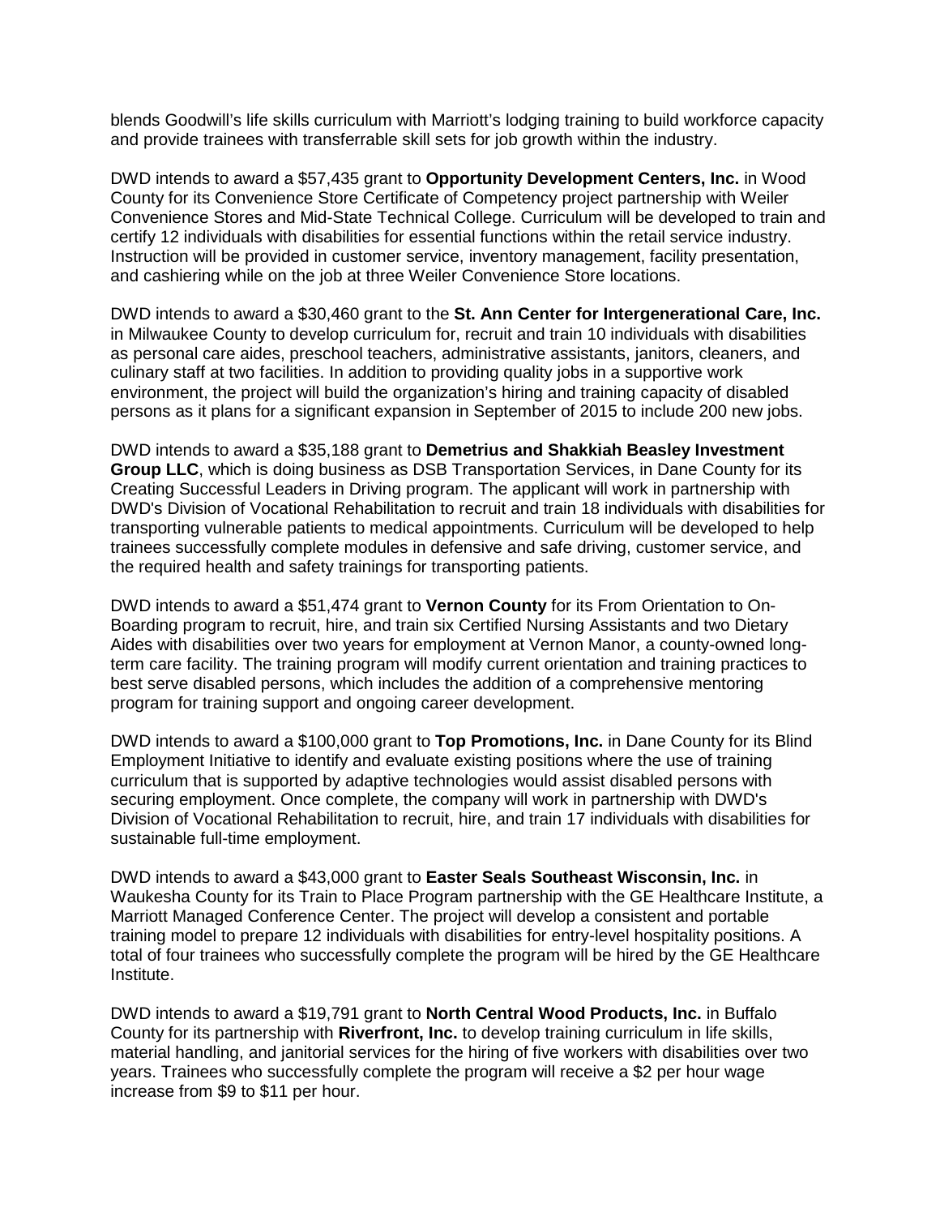blends Goodwill's life skills curriculum with Marriott's lodging training to build workforce capacity and provide trainees with transferrable skill sets for job growth within the industry.

DWD intends to award a $57,435 grant to **Opportunity Development Centers, Inc.** in Wood County for its Convenience Store Certificate of Competency project partnership with Weiler Convenience Stores and Mid-State Technical College. Curriculum will be developed to train and certify 12 individuals with disabilities for essential functions within the retail service industry. Instruction will be provided in customer service, inventory management, facility presentation, and cashiering while on the job at three Weiler Convenience Store locations.

DWD intends to award a $30,460 grant to the **St. Ann Center for Intergenerational Care, Inc.** in Milwaukee County to develop curriculum for, recruit and train 10 individuals with disabilities as personal care aides, preschool teachers, administrative assistants, janitors, cleaners, and culinary staff at two facilities. In addition to providing quality jobs in a supportive work environment, the project will build the organization's hiring and training capacity of disabled persons as it plans for a significant expansion in September of 2015 to include 200 new jobs.

DWD intends to award a $35,188 grant to **Demetrius and Shakkiah Beasley Investment Group LLC**, which is doing business as DSB Transportation Services, in Dane County for its Creating Successful Leaders in Driving program. The applicant will work in partnership with DWD's Division of Vocational Rehabilitation to recruit and train 18 individuals with disabilities for transporting vulnerable patients to medical appointments. Curriculum will be developed to help trainees successfully complete modules in defensive and safe driving, customer service, and the required health and safety trainings for transporting patients.

DWD intends to award a $51,474 grant to **Vernon County** for its From Orientation to On-Boarding program to recruit, hire, and train six Certified Nursing Assistants and two Dietary Aides with disabilities over two years for employment at Vernon Manor, a county-owned long-term care facility. The training program will modify current orientation and training practices to best serve disabled persons, which includes the addition of a comprehensive mentoring program for training support and ongoing career development.

DWD intends to award a $100,000 grant to **Top Promotions, Inc.** in Dane County for its Blind Employment Initiative to identify and evaluate existing positions where the use of training curriculum that is supported by adaptive technologies would assist disabled persons with securing employment. Once complete, the company will work in partnership with DWD's Division of Vocational Rehabilitation to recruit, hire, and train 17 individuals with disabilities for sustainable full-time employment.

DWD intends to award a $43,000 grant to **Easter Seals Southeast Wisconsin, Inc.** in Waukesha County for its Train to Place Program partnership with the GE Healthcare Institute, a Marriott Managed Conference Center. The project will develop a consistent and portable training model to prepare 12 individuals with disabilities for entry-level hospitality positions. A total of four trainees who successfully complete the program will be hired by the GE Healthcare Institute.

DWD intends to award a $19,791 grant to **North Central Wood Products, Inc.** in Buffalo County for its partnership with **Riverfront, Inc.** to develop training curriculum in life skills, material handling, and janitorial services for the hiring of five workers with disabilities over two years. Trainees who successfully complete the program will receive a $2 per hour wage increase from $9 to $11 per hour.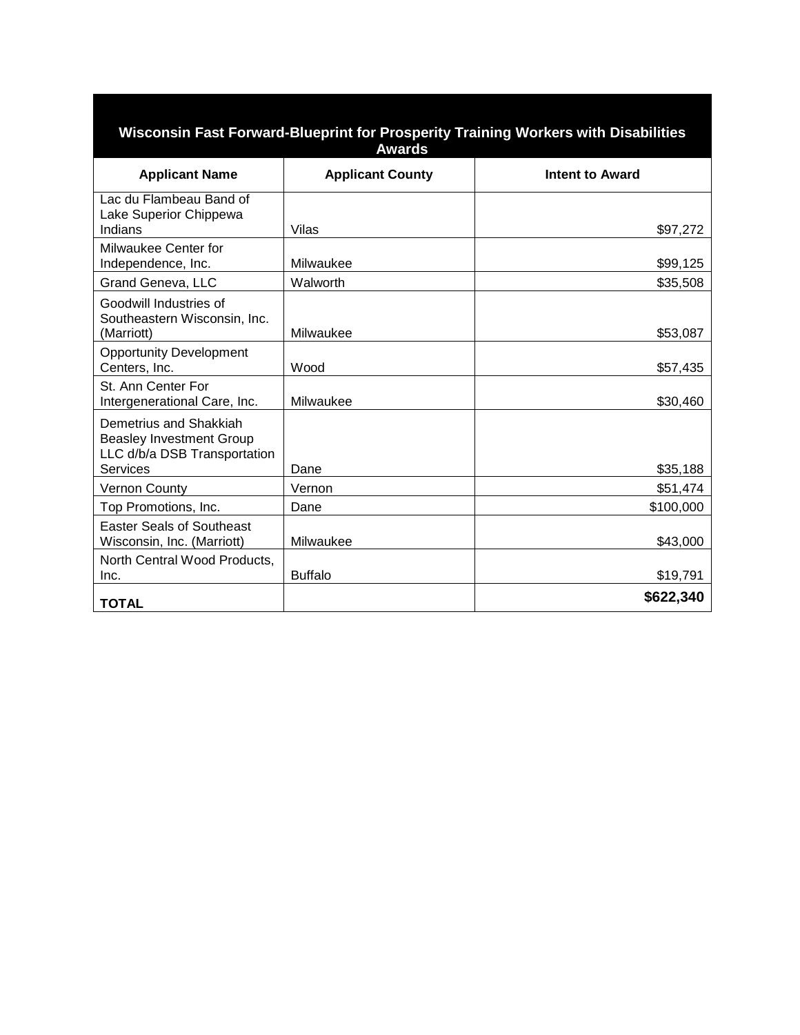| Wisconsin Fast Forward-Blueprint for Prosperity Training Workers with Disabilities Awards | | |
|---|---|---|
| **Applicant Name** | **Applicant County** | **Intent to Award** |
| Lac du Flambeau Band of Lake Superior Chippewa Indians | Vilas | $97,272 |
| Milwaukee Center for Independence, Inc. | Milwaukee | $99,125 |
| Grand Geneva, LLC | Walworth | $35,508 |
| Goodwill Industries of Southeastern Wisconsin, Inc. (Marriott) | Milwaukee | $53,087 |
| Opportunity Development Centers, Inc. | Wood | $57,435 |
| St. Ann Center For Intergenerational Care, Inc. | Milwaukee | $30,460 |
| Demetrius and Shakkiah Beasley Investment Group LLC d/b/a DSB Transportation Services | Dane | $35,188 |
| Vernon County | Vernon | $51,474 |
| Top Promotions, Inc. | Dane | $100,000 |
| Easter Seals of Southeast Wisconsin, Inc. (Marriott) | Milwaukee | $43,000 |
| North Central Wood Products, Inc. | Buffalo | $19,791 |
| **TOTAL** | | **$622,340** |